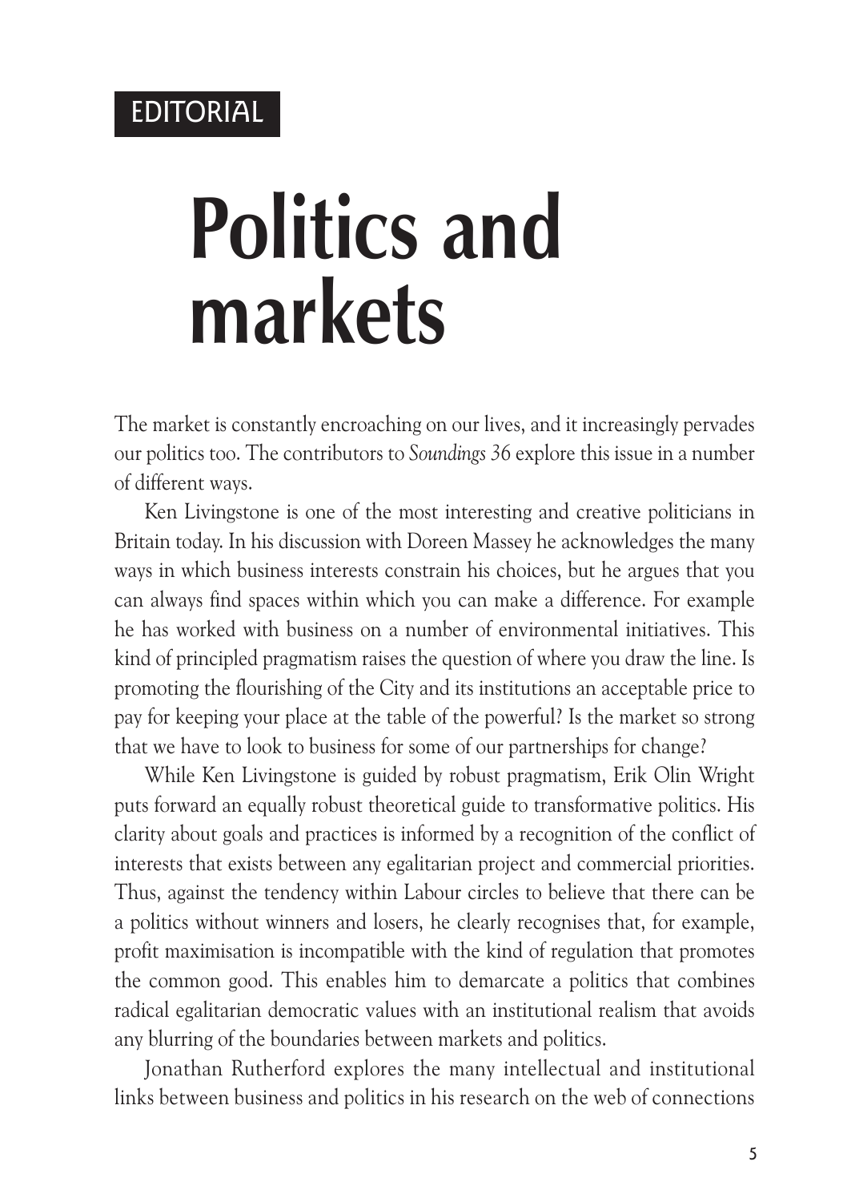EDITORIAL

# Politics and markets

The market is constantly encroaching on our lives, and it increasingly pervades our politics too. The contributors to *Soundings 36* explore this issue in a number of different ways.

Ken Livingstone is one of the most interesting and creative politicians in Britain today. In his discussion with Doreen Massey he acknowledges the many ways in which business interests constrain his choices, but he argues that you can always find spaces within which you can make a difference. For example he has worked with business on a number of environmental initiatives. This kind of principled pragmatism raises the question of where you draw the line. Is promoting the flourishing of the City and its institutions an acceptable price to pay for keeping your place at the table of the powerful? Is the market so strong that we have to look to business for some of our partnerships for change?

While Ken Livingstone is guided by robust pragmatism, Erik Olin Wright puts forward an equally robust theoretical guide to transformative politics. His clarity about goals and practices is informed by a recognition of the conflict of interests that exists between any egalitarian project and commercial priorities. Thus, against the tendency within Labour circles to believe that there can be a politics without winners and losers, he clearly recognises that, for example, profit maximisation is incompatible with the kind of regulation that promotes the common good. This enables him to demarcate a politics that combines radical egalitarian democratic values with an institutional realism that avoids any blurring of the boundaries between markets and politics.

Jonathan Rutherford explores the many intellectual and institutional links between business and politics in his research on the web of connections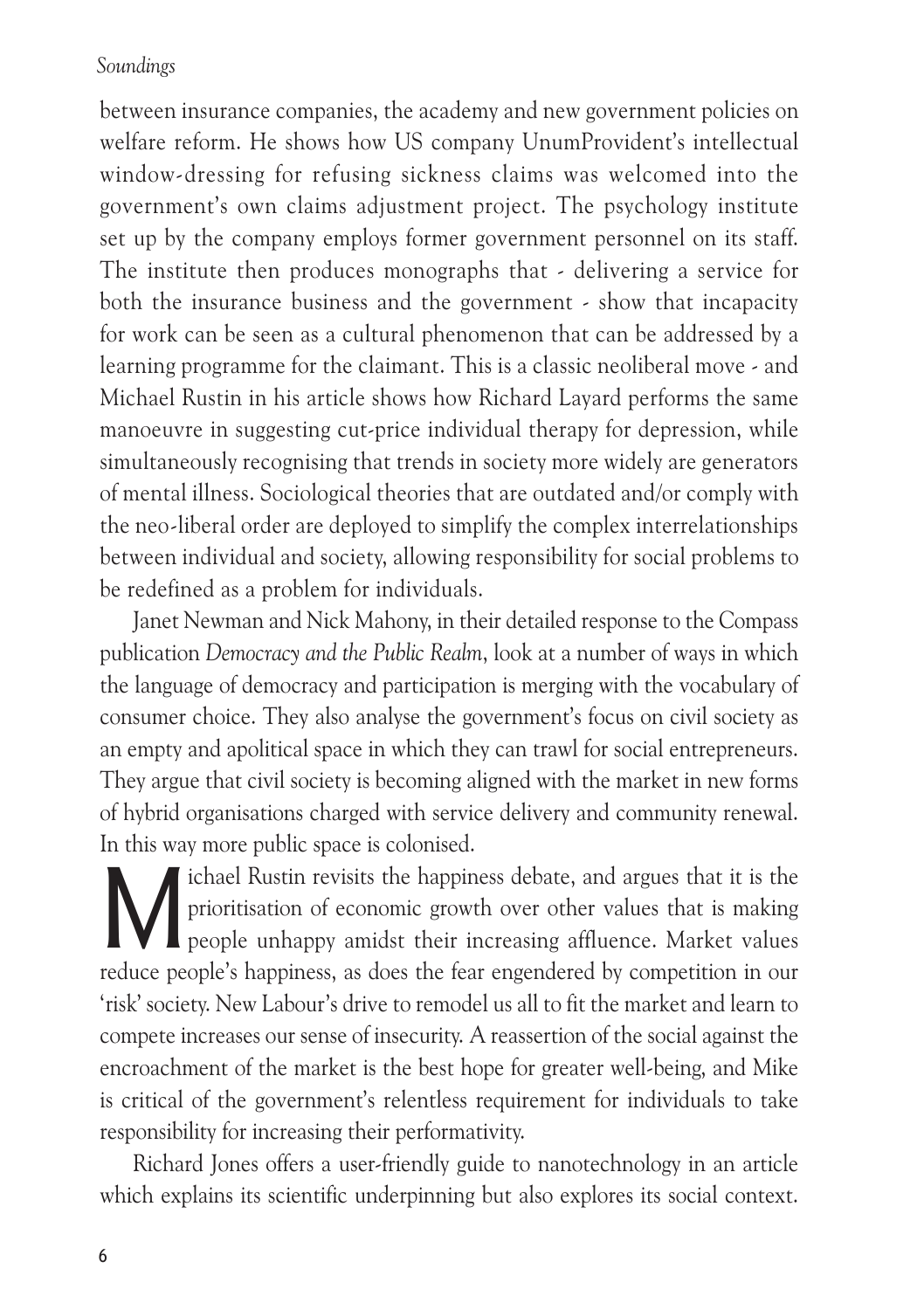between insurance companies, the academy and new government policies on welfare reform. He shows how US company UnumProvident's intellectual window-dressing for refusing sickness claims was welcomed into the government's own claims adjustment project. The psychology institute set up by the company employs former government personnel on its staff. The institute then produces monographs that - delivering a service for both the insurance business and the government - show that incapacity for work can be seen as a cultural phenomenon that can be addressed by a learning programme for the claimant. This is a classic neoliberal move - and Michael Rustin in his article shows how Richard Layard performs the same manoeuvre in suggesting cut-price individual therapy for depression, while simultaneously recognising that trends in society more widely are generators of mental illness. Sociological theories that are outdated and/or comply with the neo-liberal order are deployed to simplify the complex interrelationships between individual and society, allowing responsibility for social problems to be redefined as a problem for individuals.

Janet Newman and Nick Mahony, in their detailed response to the Compass publication *Democracy and the Public Realm*, look at a number of ways in which the language of democracy and participation is merging with the vocabulary of consumer choice. They also analyse the government's focus on civil society as an empty and apolitical space in which they can trawl for social entrepreneurs. They argue that civil society is becoming aligned with the market in new forms of hybrid organisations charged with service delivery and community renewal. In this way more public space is colonised.

Michael Rustin revisits the happiness debate, and argues that it is the prioritisation of economic growth over other values that is making people unhappy amidst their increasing affluence. Market values reduce people's happiness, as does the fear engendered by competition in our 'risk' society. New Labour's drive to remodel us all to fit the market and learn to compete increases our sense of insecurity. A reassertion of the social against the encroachment of the market is the best hope for greater well-being, and Mike is critical of the government's relentless requirement for individuals to take responsibility for increasing their performativity.

Richard Jones offers a user-friendly guide to nanotechnology in an article which explains its scientific underpinning but also explores its social context.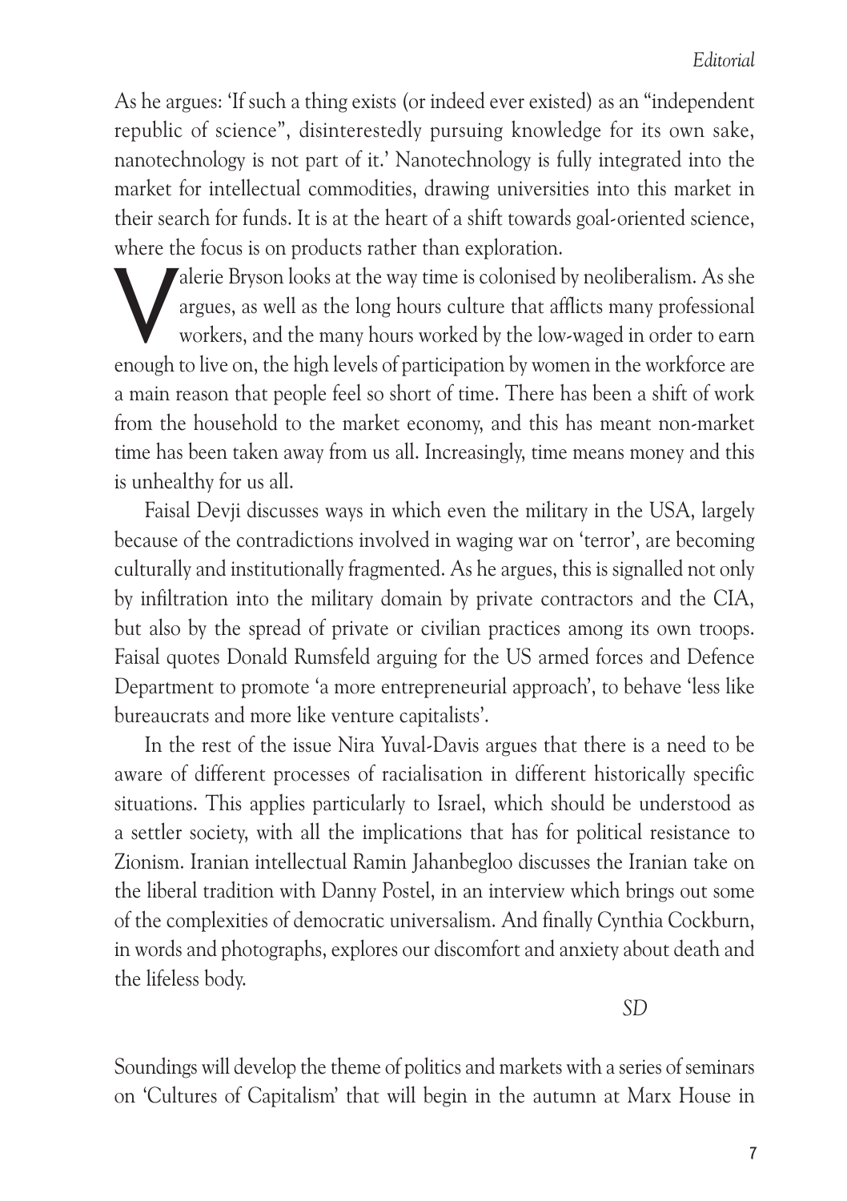As he argues: 'If such a thing exists (or indeed ever existed) as an "independent republic of science", disinterestedly pursuing knowledge for its own sake, nanotechnology is not part of it.' Nanotechnology is fully integrated into the market for intellectual commodities, drawing universities into this market in their search for funds. It is at the heart of a shift towards goal-oriented science, where the focus is on products rather than exploration.

Valerie Bryson looks at the way time is colonised by neoliberalism. As she argues, as well as the long hours culture that afflicts many professional workers, and the many hours worked by the low-waged in order to earn enough to live on, the high levels of participation by women in the workforce are a main reason that people feel so short of time. There has been a shift of work from the household to the market economy, and this has meant non-market time has been taken away from us all. Increasingly, time means money and this is unhealthy for us all.

Faisal Devji discusses ways in which even the military in the USA, largely because of the contradictions involved in waging war on 'terror', are becoming culturally and institutionally fragmented. As he argues, this is signalled not only by infiltration into the military domain by private contractors and the CIA, but also by the spread of private or civilian practices among its own troops. Faisal quotes Donald Rumsfeld arguing for the US armed forces and Defence Department to promote 'a more entrepreneurial approach', to behave 'less like bureaucrats and more like venture capitalists'.

In the rest of the issue Nira Yuval-Davis argues that there is a need to be aware of different processes of racialisation in different historically specific situations. This applies particularly to Israel, which should be understood as a settler society, with all the implications that has for political resistance to Zionism. Iranian intellectual Ramin Jahanbegloo discusses the Iranian take on the liberal tradition with Danny Postel, in an interview which brings out some of the complexities of democratic universalism. And finally Cynthia Cockburn, in words and photographs, explores our discomfort and anxiety about death and the lifeless body.

*SD*

Soundings will develop the theme of politics and markets with a series of seminars on 'Cultures of Capitalism' that will begin in the autumn at Marx House in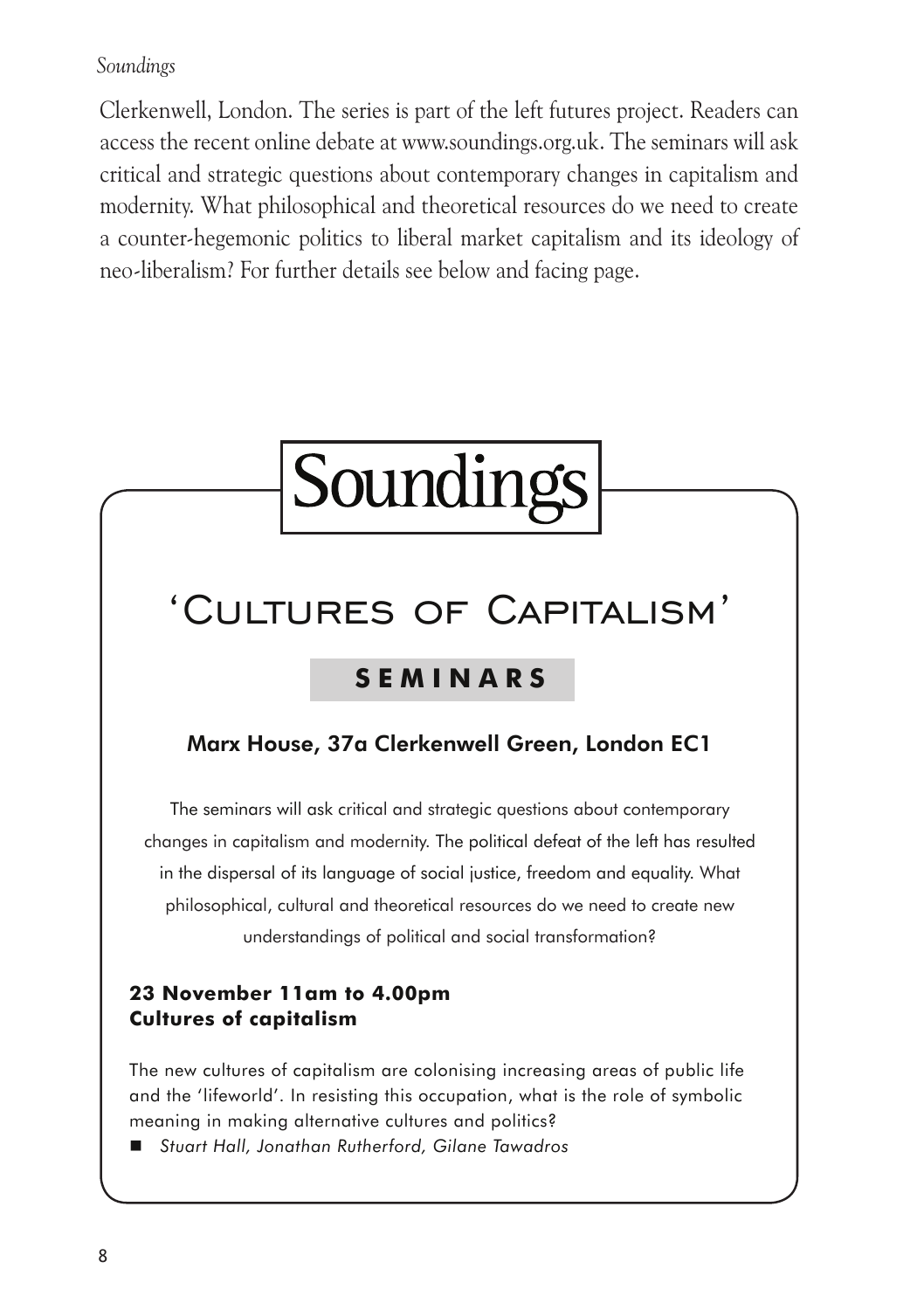Clerkenwell, London. The series is part of the left futures project. Readers can access the recent online debate at www.soundings.org.uk. The seminars will ask critical and strategic questions about contemporary changes in capitalism and modernity. What philosophical and theoretical resources do we need to create a counter-hegemonic politics to liberal market capitalism and its ideology of neo-liberalism? For further details see below and facing page.

# Soundings

## 'Cultures of Capitalism'

### SEMINARS

**Marx House, 37a Clerkenwell Green, London EC1**

The seminars will ask critical and strategic questions about contemporary changes in capitalism and modernity. The political defeat of the left has resulted in the dispersal of its language of social justice, freedom and equality. What philosophical, cultural and theoretical resources do we need to create new understandings of political and social transformation?

**23 November 11am to 4.00pm**
**Cultures of capitalism**

The new cultures of capitalism are colonising increasing areas of public life and the 'lifeworld'. In resisting this occupation, what is the role of symbolic meaning in making alternative cultures and politics?

- *Stuart Hall, Jonathan Rutherford, Gilane Tawadros*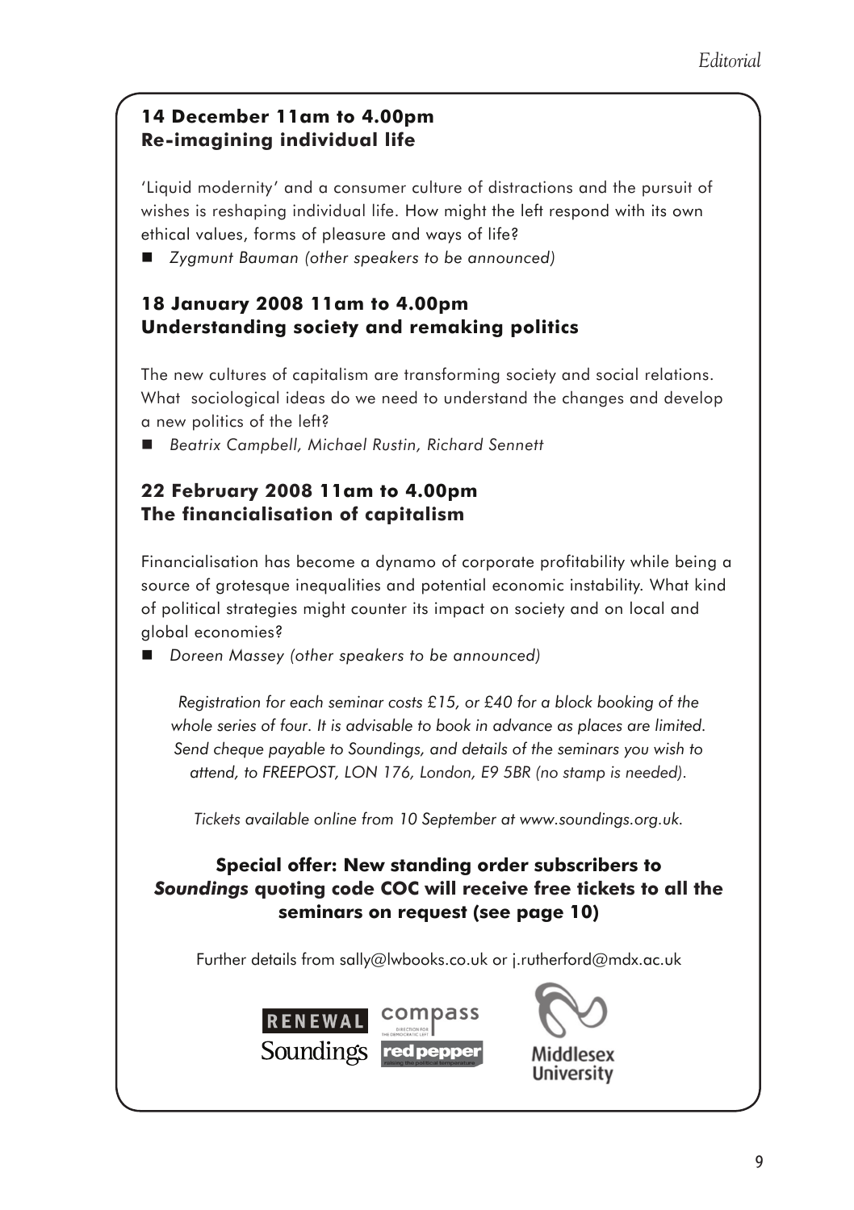### 14 December 11am to 4.00pm
### Re-imagining individual life

'Liquid modernity' and a consumer culture of distractions and the pursuit of wishes is reshaping individual life. How might the left respond with its own ethical values, forms of pleasure and ways of life?

- *Zygmunt Bauman (other speakers to be announced)*

### 18 January 2008 11am to 4.00pm
### Understanding society and remaking politics

The new cultures of capitalism are transforming society and social relations. What sociological ideas do we need to understand the changes and develop a new politics of the left?

- *Beatrix Campbell, Michael Rustin, Richard Sennett*

### 22 February 2008 11am to 4.00pm
### The financialisation of capitalism

Financialisation has become a dynamo of corporate profitability while being a source of grotesque inequalities and potential economic instability. What kind of political strategies might counter its impact on society and on local and global economies?

- *Doreen Massey (other speakers to be announced)*

*Registration for each seminar costs £15, or £40 for a block booking of the whole series of four. It is advisable to book in advance as places are limited. Send cheque payable to Soundings, and details of the seminars you wish to attend, to FREEPOST, LON 176, London, E9 5BR (no stamp is needed).*

*Tickets available online from 10 September at www.soundings.org.uk.*

**Special offer: New standing order subscribers to *Soundings* quoting code COC will receive free tickets to all the seminars on request (see page 10)**

Further details from sally@lwbooks.co.uk or j.rutherford@mdx.ac.uk

RENEWAL compass Soundings red pepper Middlesex University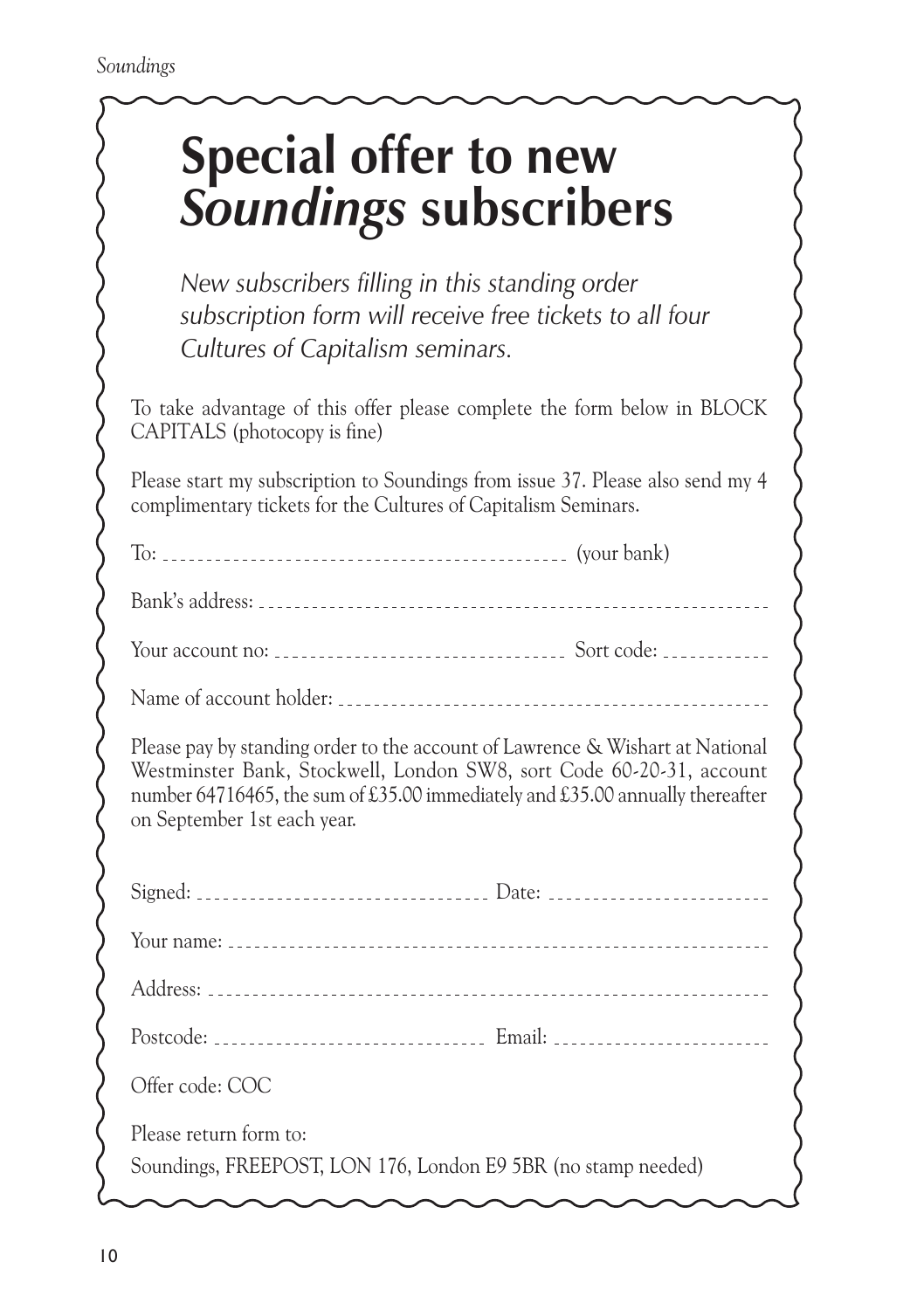# Special offer to new *Soundings* subscribers

*New subscribers filling in this standing order subscription form will receive free tickets to all four Cultures of Capitalism seminars.*

To take advantage of this offer please complete the form below in BLOCK CAPITALS (photocopy is fine)

Please start my subscription to Soundings from issue 37. Please also send my 4 complimentary tickets for the Cultures of Capitalism Seminars.

To: ____________________________________________ (your bank)

Bank's address: ____________________________________________

Your account no: ______________________________ Sort code: ___________

Name of account holder: ____________________________________________

Please pay by standing order to the account of Lawrence & Wishart at National Westminster Bank, Stockwell, London SW8, sort Code 60-20-31, account number 64716465, the sum of £35.00 immediately and £35.00 annually thereafter on September 1st each year.

Signed: ______________________________ Date: ________________________

Your name: ____________________________________________

Address: ____________________________________________

Postcode: ____________________________ Email: ________________________

Offer code: COC

Please return form to:

Soundings, FREEPOST, LON 176, London E9 5BR (no stamp needed)